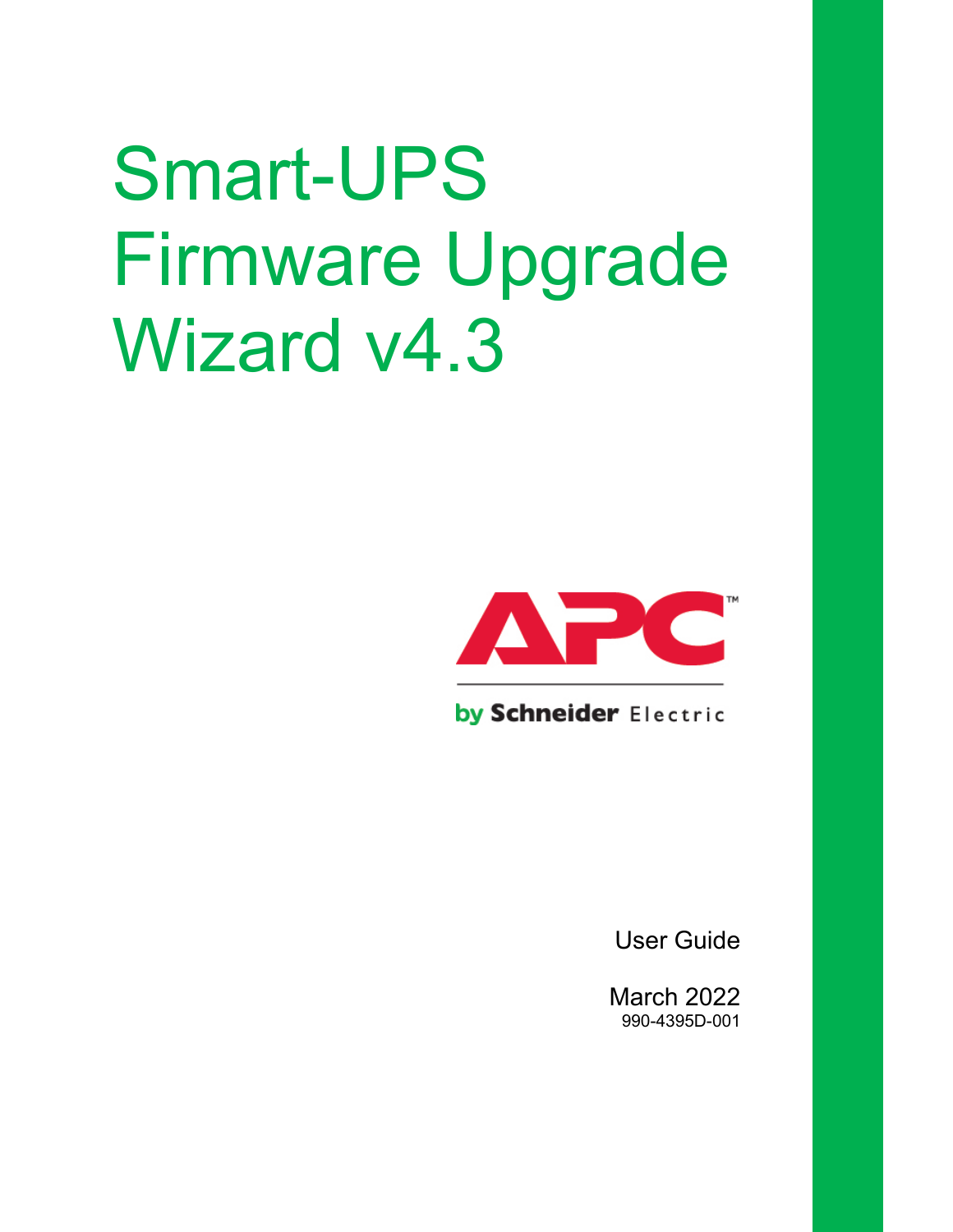# Smart-UPS Firmware Upgrade Wizard v4.3

APC™

by Schneider Electric

User Guide

March 2022

990-4395D-001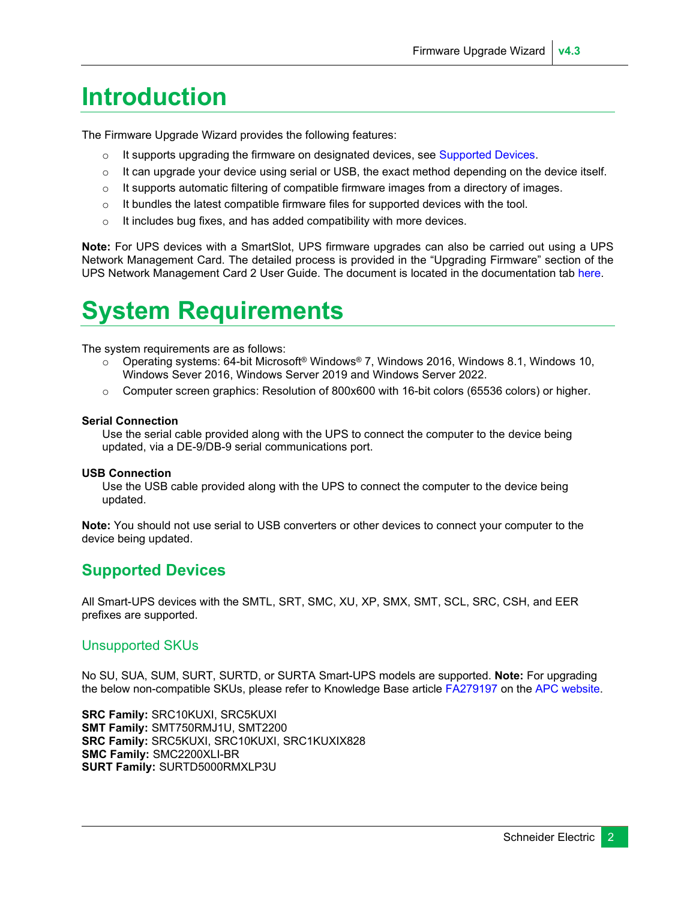# Introduction

The Firmware Upgrade Wizard provides the following features:

- It supports upgrading the firmware on designated devices, see Supported Devices.
- It can upgrade your device using serial or USB, the exact method depending on the device itself.
- It supports automatic filtering of compatible firmware images from a directory of images.
- It bundles the latest compatible firmware files for supported devices with the tool.
- It includes bug fixes, and has added compatibility with more devices.

**Note:** For UPS devices with a SmartSlot, UPS firmware upgrades can also be carried out using a UPS Network Management Card. The detailed process is provided in the “Upgrading Firmware” section of the UPS Network Management Card 2 User Guide. The document is located in the documentation tab here.

# System Requirements

The system requirements are as follows:

- Operating systems: 64-bit Microsoft® Windows® 7, Windows 2016, Windows 8.1, Windows 10, Windows Sever 2016, Windows Server 2019 and Windows Server 2022.
- Computer screen graphics: Resolution of 800x600 with 16-bit colors (65536 colors) or higher.

**Serial Connection**

Use the serial cable provided along with the UPS to connect the computer to the device being updated, via a DE-9/DB-9 serial communications port.

**USB Connection**

Use the USB cable provided along with the UPS to connect the computer to the device being updated.

**Note:** You should not use serial to USB converters or other devices to connect your computer to the device being updated.

## Supported Devices

All Smart-UPS devices with the SMTL, SRT, SMC, XU, XP, SMX, SMT, SCL, SRC, CSH, and EER prefixes are supported.

### Unsupported SKUs

No SU, SUA, SUM, SURT, SURTD, or SURTA Smart-UPS models are supported. **Note:** For upgrading the below non-compatible SKUs, please refer to Knowledge Base article FA279197 on the APC website.

**SRC Family:** SRC10KUXI, SRC5KUXI
**SMT Family:** SMT750RMJ1U, SMT2200
**SRC Family:** SRC5KUXI, SRC10KUXI, SRC1KUXIX828
**SMC Family:** SMC2200XLI-BR
**SURT Family:** SURTD5000RMXLP3U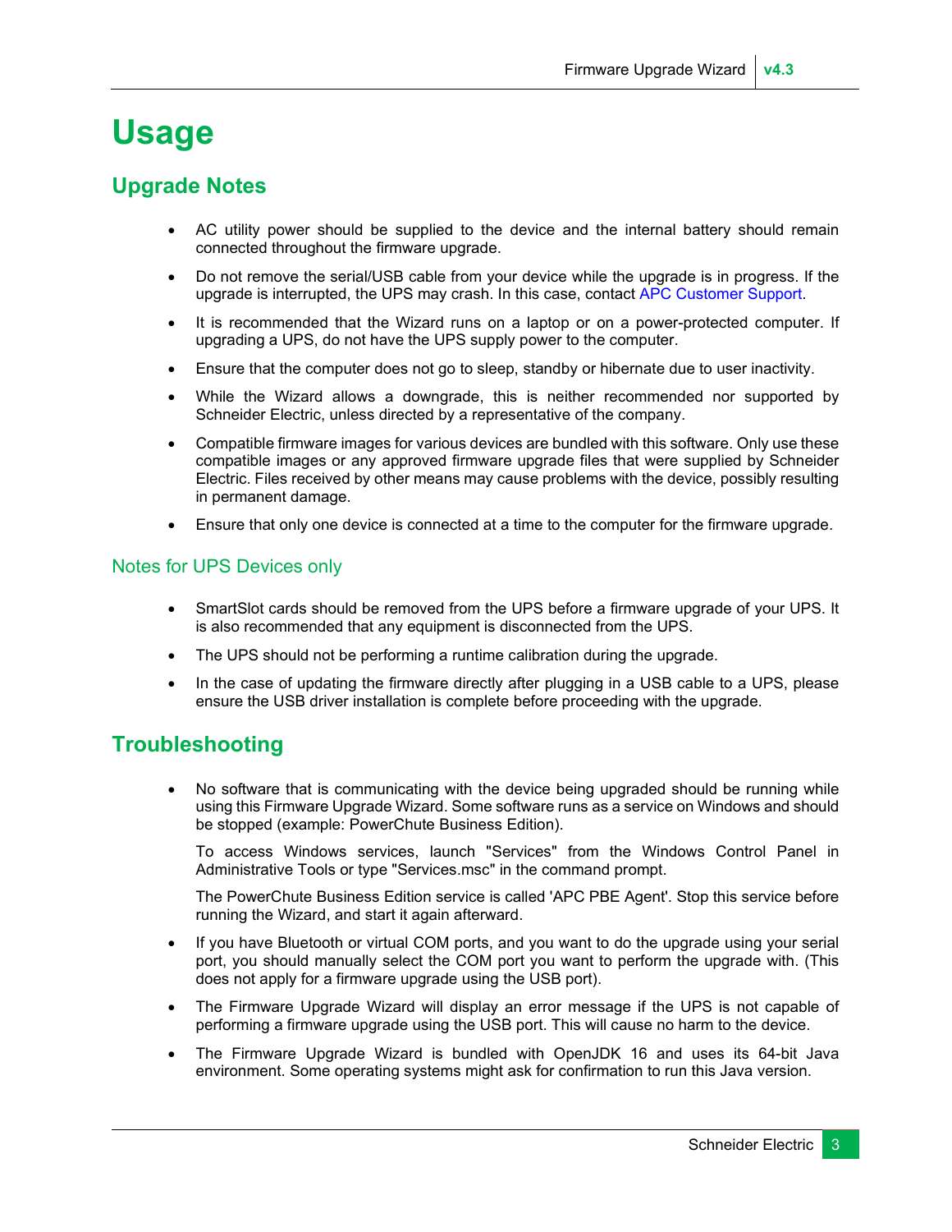# Usage

## Upgrade Notes

- AC utility power should be supplied to the device and the internal battery should remain connected throughout the firmware upgrade.
- Do not remove the serial/USB cable from your device while the upgrade is in progress. If the upgrade is interrupted, the UPS may crash. In this case, contact APC Customer Support.
- It is recommended that the Wizard runs on a laptop or on a power-protected computer. If upgrading a UPS, do not have the UPS supply power to the computer.
- Ensure that the computer does not go to sleep, standby or hibernate due to user inactivity.
- While the Wizard allows a downgrade, this is neither recommended nor supported by Schneider Electric, unless directed by a representative of the company.
- Compatible firmware images for various devices are bundled with this software. Only use these compatible images or any approved firmware upgrade files that were supplied by Schneider Electric. Files received by other means may cause problems with the device, possibly resulting in permanent damage.
- Ensure that only one device is connected at a time to the computer for the firmware upgrade.

### Notes for UPS Devices only

- SmartSlot cards should be removed from the UPS before a firmware upgrade of your UPS. It is also recommended that any equipment is disconnected from the UPS.
- The UPS should not be performing a runtime calibration during the upgrade.
- In the case of updating the firmware directly after plugging in a USB cable to a UPS, please ensure the USB driver installation is complete before proceeding with the upgrade.

## Troubleshooting

- No software that is communicating with the device being upgraded should be running while using this Firmware Upgrade Wizard. Some software runs as a service on Windows and should be stopped (example: PowerChute Business Edition).

  To access Windows services, launch "Services" from the Windows Control Panel in Administrative Tools or type "Services.msc" in the command prompt.

  The PowerChute Business Edition service is called 'APC PBE Agent'. Stop this service before running the Wizard, and start it again afterward.
- If you have Bluetooth or virtual COM ports, and you want to do the upgrade using your serial port, you should manually select the COM port you want to perform the upgrade with. (This does not apply for a firmware upgrade using the USB port).
- The Firmware Upgrade Wizard will display an error message if the UPS is not capable of performing a firmware upgrade using the USB port. This will cause no harm to the device.
- The Firmware Upgrade Wizard is bundled with OpenJDK 16 and uses its 64-bit Java environment. Some operating systems might ask for confirmation to run this Java version.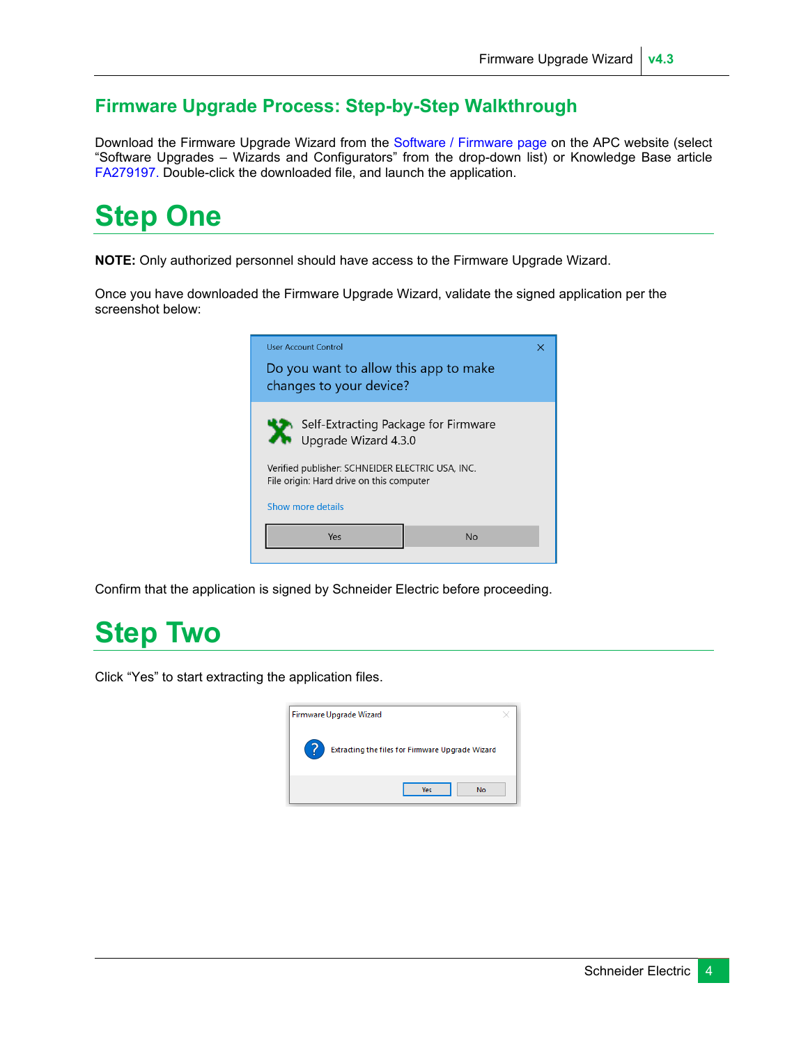## Firmware Upgrade Process: Step-by-Step Walkthrough

Download the Firmware Upgrade Wizard from the Software / Firmware page on the APC website (select “Software Upgrades – Wizards and Configurators” from the drop-down list) or Knowledge Base article FA279197. Double-click the downloaded file, and launch the application.

# Step One

**NOTE:** Only authorized personnel should have access to the Firmware Upgrade Wizard.

Once you have downloaded the Firmware Upgrade Wizard, validate the signed application per the screenshot below:

Confirm that the application is signed by Schneider Electric before proceeding.

# Step Two

Click “Yes” to start extracting the application files.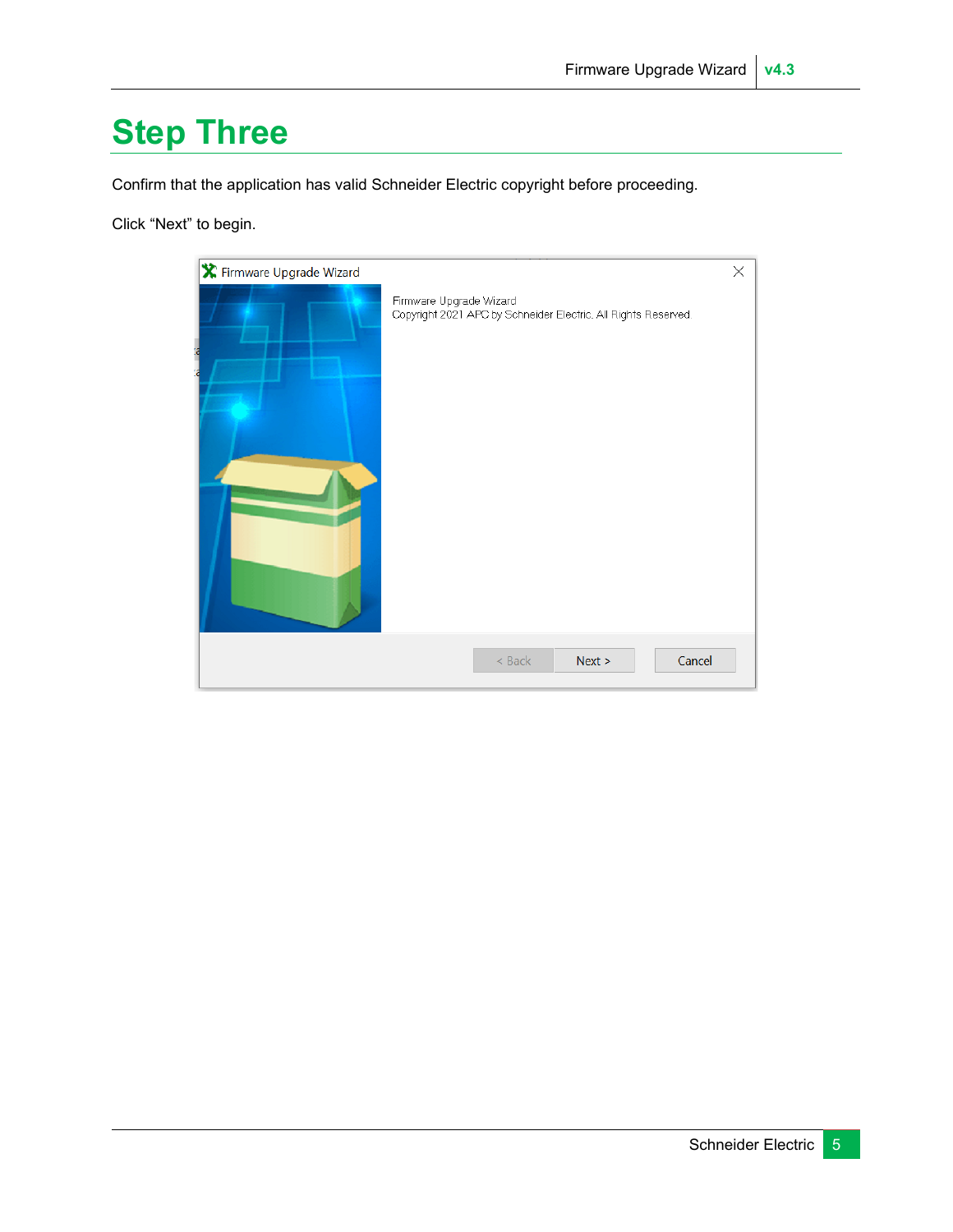# Step Three

Confirm that the application has valid Schneider Electric copyright before proceeding.

Click “Next” to begin.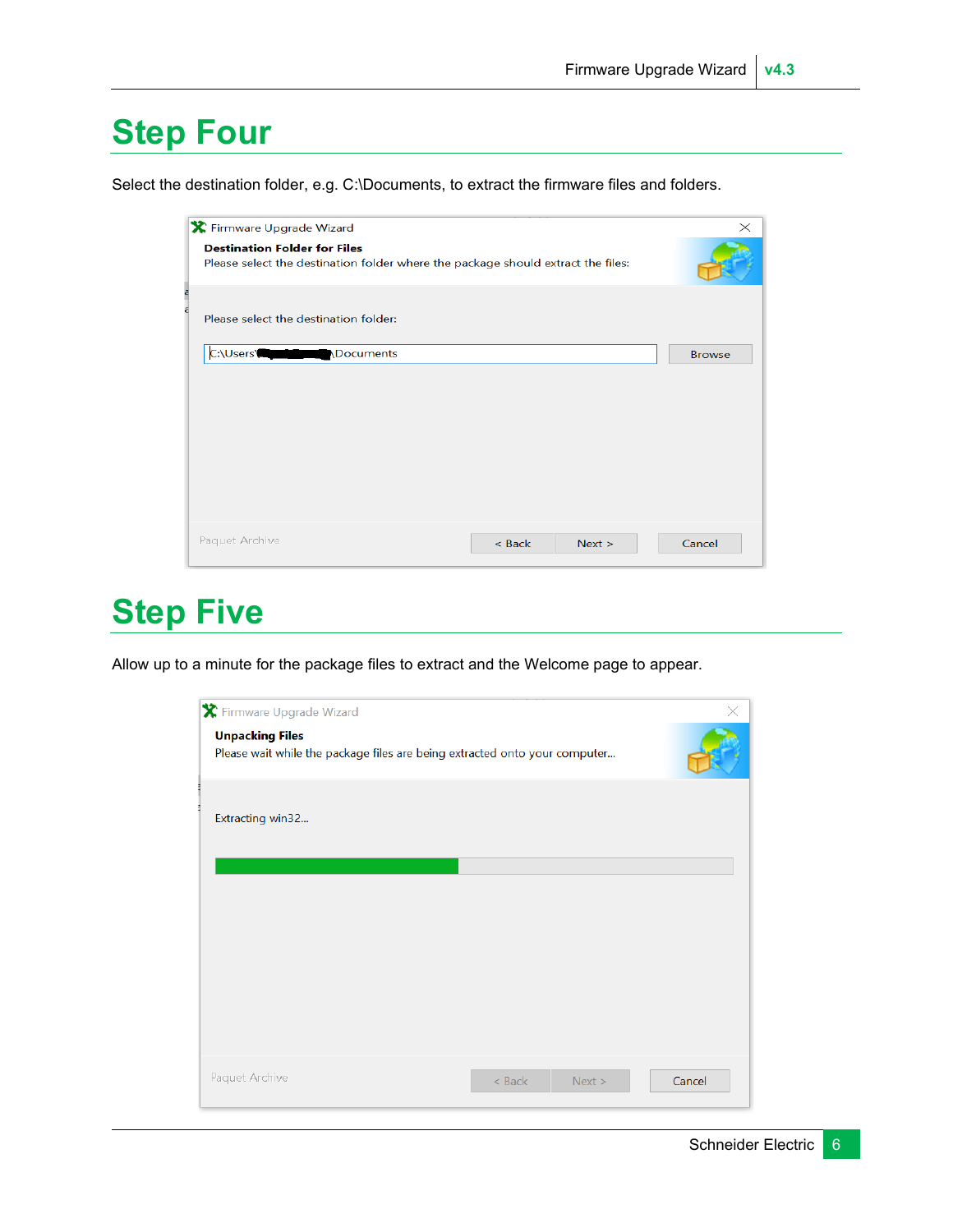# Step Four

Select the destination folder, e.g. C:\Documents, to extract the firmware files and folders.

# Step Five

Allow up to a minute for the package files to extract and the Welcome page to appear.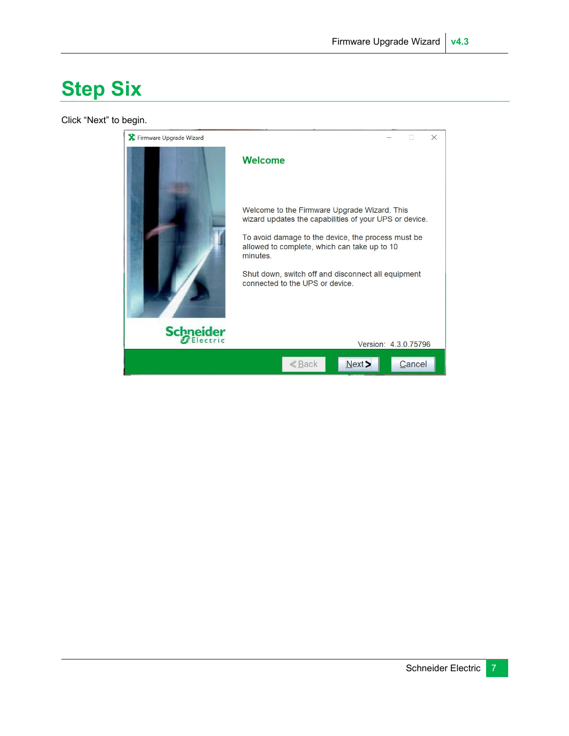# Step Six

Click “Next” to begin.

Firmware Upgrade Wizard

**Welcome**

Welcome to the Firmware Upgrade Wizard. This wizard updates the capabilities of your UPS or device.

To avoid damage to the device, the process must be allowed to complete, which can take up to 10 minutes.

Shut down, switch off and disconnect all equipment connected to the UPS or device.

Version: 4.3.0.75796

< Back | Next > | Cancel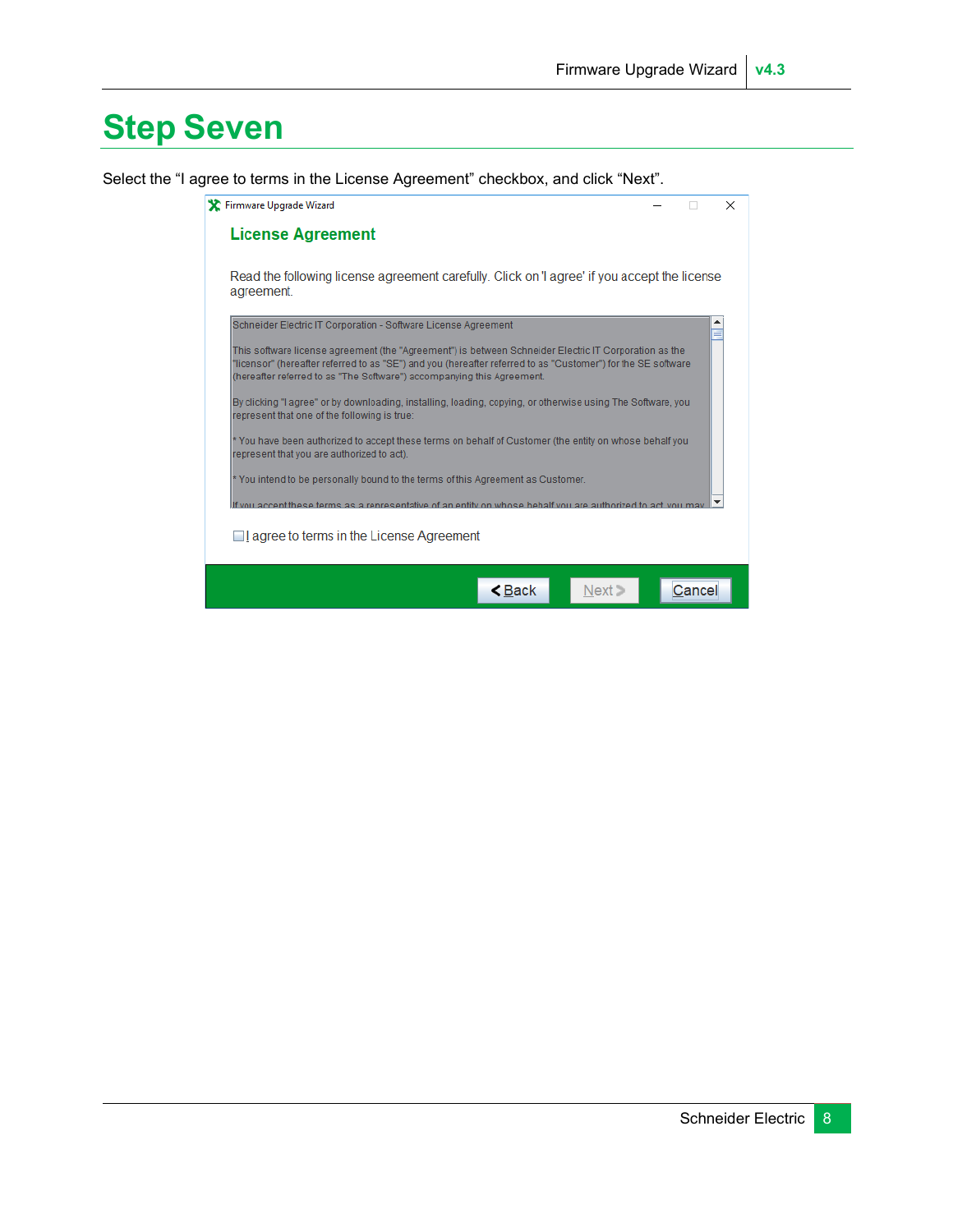# Step Seven

Select the “I agree to terms in the License Agreement” checkbox, and click “Next”.

Firmware Upgrade Wizard

## License Agreement

Read the following license agreement carefully. Click on 'I agree' if you accept the license agreement.

Schneider Electric IT Corporation - Software License Agreement

This software license agreement (the "Agreement") is between Schneider Electric IT Corporation as the "licensor" (hereafter referred to as "SE") and you (hereafter referred to as "Customer") for the SE software (hereafter referred to as "The Software") accompanying this Agreement.

By clicking "I agree" or by downloading, installing, loading, copying, or otherwise using The Software, you represent that one of the following is true:

* You have been authorized to accept these terms on behalf of Customer (the entity on whose behalf you represent that you are authorized to act).

* You intend to be personally bound to the terms of this Agreement as Customer.

If you accept these terms as a representative of an entity on whose behalf you are authorized to act, you may

☐ I agree to terms in the License Agreement

< Back | Next > | Cancel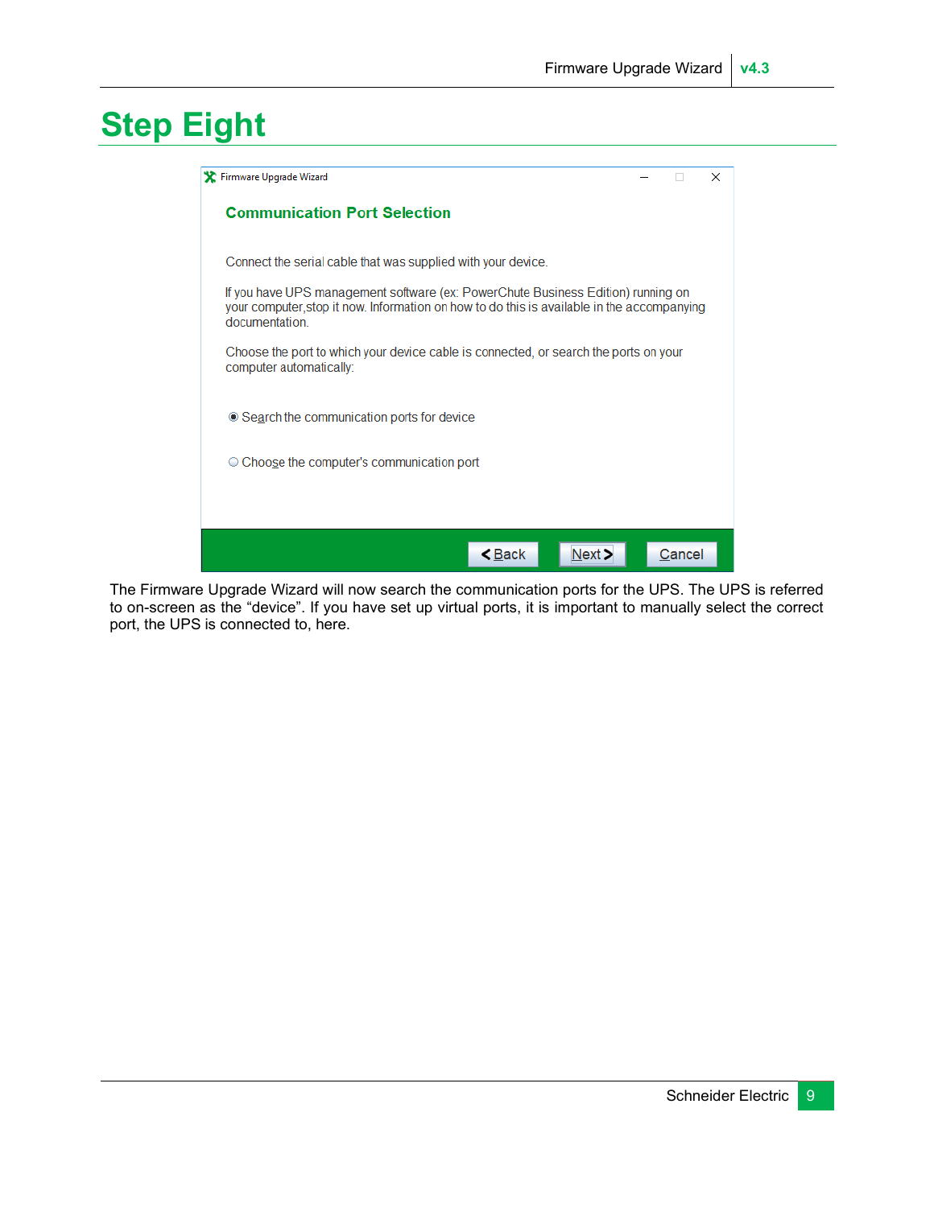# Step Eight

Firmware Upgrade Wizard

**Communication Port Selection**

Connect the serial cable that was supplied with your device.

If you have UPS management software (ex: PowerChute Business Edition) running on your computer,stop it now. Information on how to do this is available in the accompanying documentation.

Choose the port to which your device cable is connected, or search the ports on your computer automatically:

- ◉ Search the communication ports for device
- ○ Choose the computer's communication port

< Back | Next > | Cancel

The Firmware Upgrade Wizard will now search the communication ports for the UPS. The UPS is referred to on-screen as the "device". If you have set up virtual ports, it is important to manually select the correct port, the UPS is connected to, here.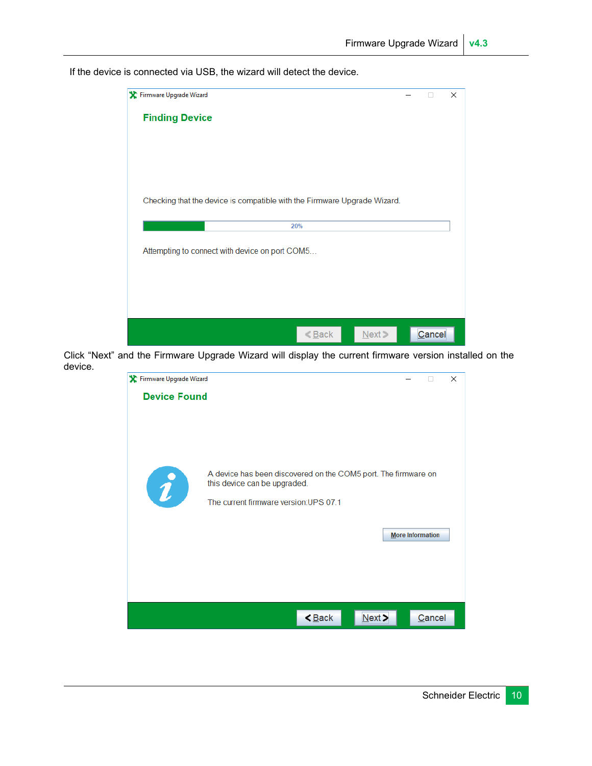If the device is connected via USB, the wizard will detect the device.

Firmware Upgrade Wizard

**Finding Device**

Checking that the device is compatible with the Firmware Upgrade Wizard.

20%

Attempting to connect with device on port COM5…

< Back | Next > | Cancel

Click "Next" and the Firmware Upgrade Wizard will display the current firmware version installed on the device.

Firmware Upgrade Wizard

**Device Found**

A device has been discovered on the COM5 port. The firmware on this device can be upgraded.

The current firmware version:UPS 07.1

More Information

< Back | Next > | Cancel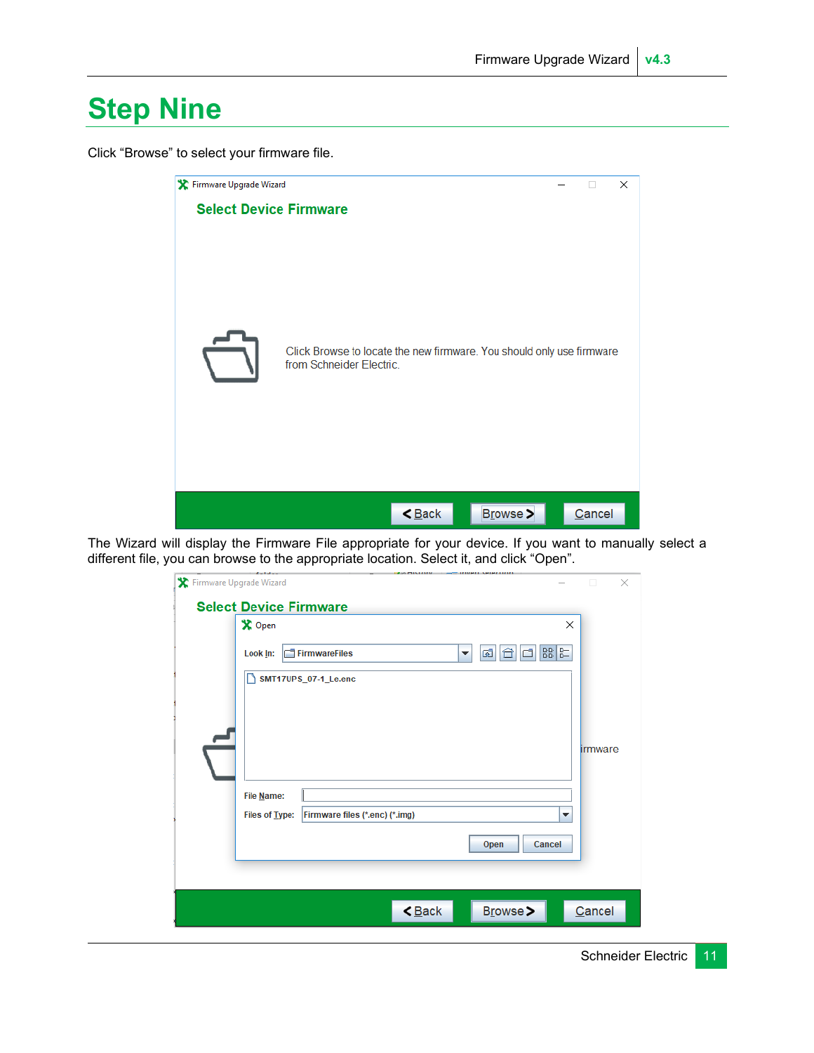# Step Nine

Click “Browse” to select your firmware file.

The Wizard will display the Firmware File appropriate for your device. If you want to manually select a different file, you can browse to the appropriate location. Select it, and click “Open”.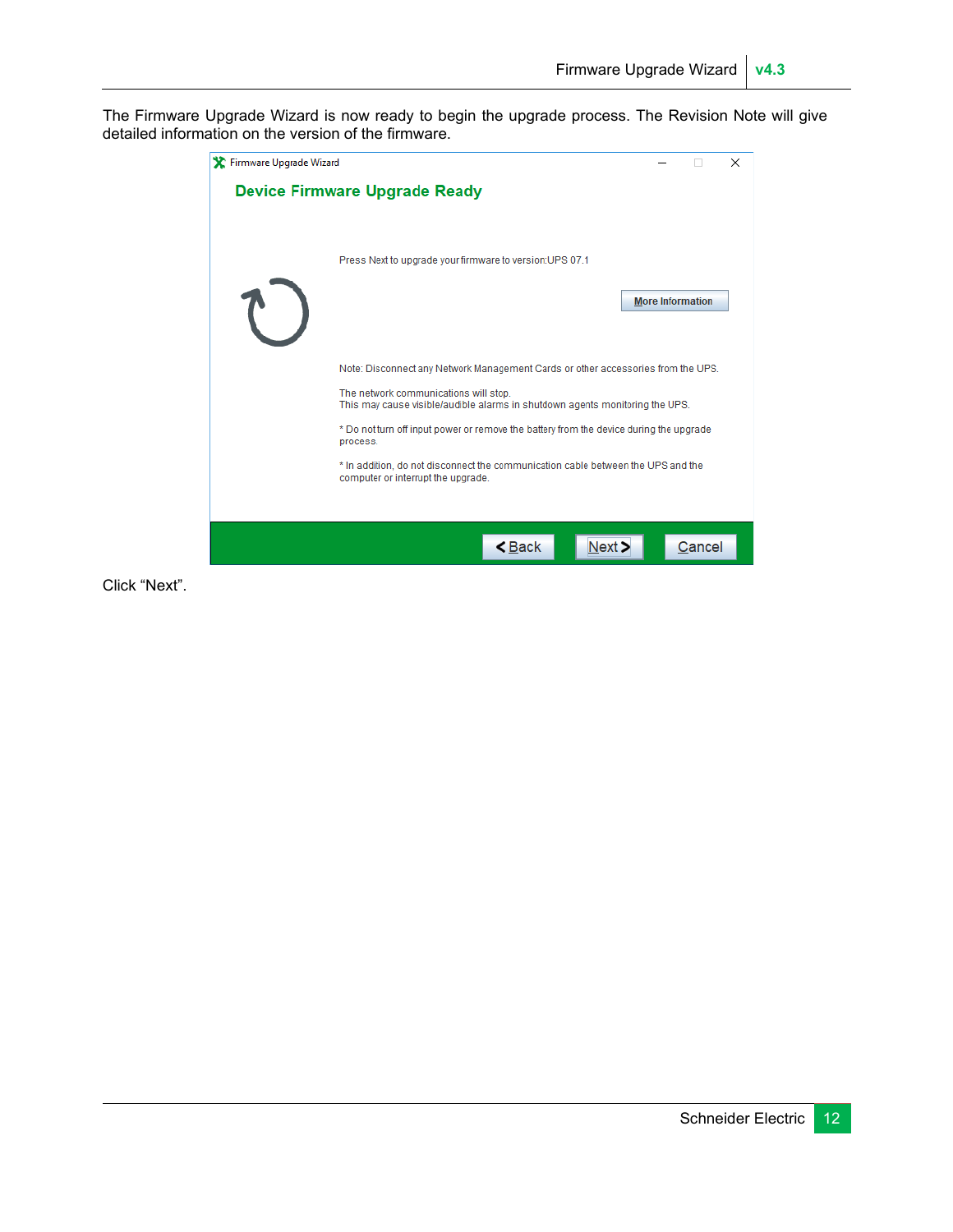The Firmware Upgrade Wizard is now ready to begin the upgrade process. The Revision Note will give detailed information on the version of the firmware.

Firmware Upgrade Wizard

**Device Firmware Upgrade Ready**

Press Next to upgrade your firmware to version:UPS 07.1

More Information

Note: Disconnect any Network Management Cards or other accessories from the UPS.

The network communications will stop.
This may cause visible/audible alarms in shutdown agents monitoring the UPS.

* Do not turn off input power or remove the battery from the device during the upgrade process.

* In addition, do not disconnect the communication cable between the UPS and the computer or interrupt the upgrade.

< Back | Next > | Cancel

Click "Next".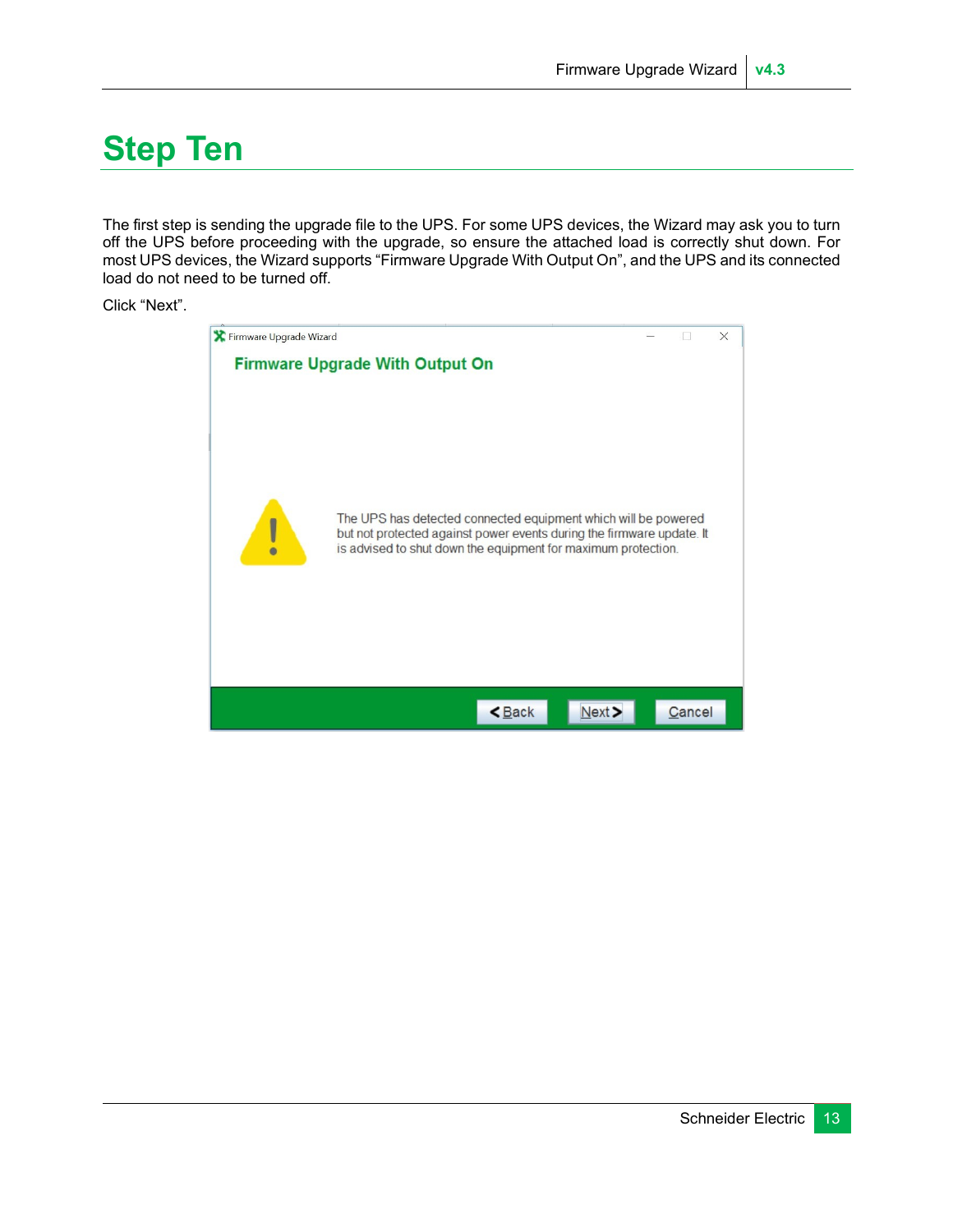# Step Ten

The first step is sending the upgrade file to the UPS. For some UPS devices, the Wizard may ask you to turn off the UPS before proceeding with the upgrade, so ensure the attached load is correctly shut down. For most UPS devices, the Wizard supports “Firmware Upgrade With Output On”, and the UPS and its connected load do not need to be turned off.

Click “Next”.

Firmware Upgrade Wizard

**Firmware Upgrade With Output On**

The UPS has detected connected equipment which will be powered but not protected against power events during the firmware update. It is advised to shut down the equipment for maximum protection.

< Back | Next > | Cancel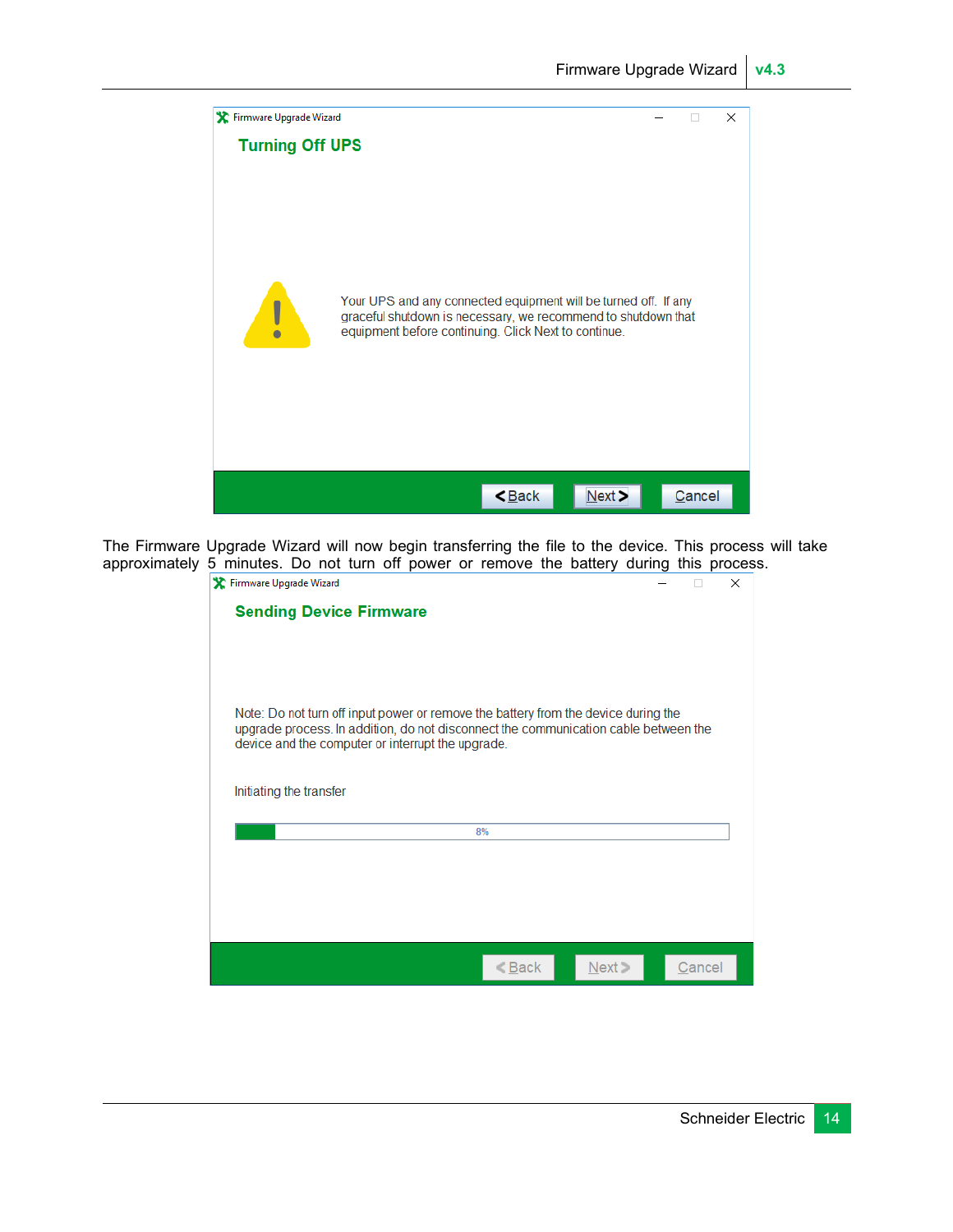Firmware Upgrade Wizard

**Turning Off UPS**

Your UPS and any connected equipment will be turned off. If any graceful shutdown is necessary, we recommend to shutdown that equipment before continuing. Click Next to continue.

< Back | Next > | Cancel

The Firmware Upgrade Wizard will now begin transferring the file to the device. This process will take approximately 5 minutes. Do not turn off power or remove the battery during this process.

Firmware Upgrade Wizard

**Sending Device Firmware**

Note: Do not turn off input power or remove the battery from the device during the upgrade process. In addition, do not disconnect the communication cable between the device and the computer or interrupt the upgrade.

Initiating the transfer

8%

< Back | Next > | Cancel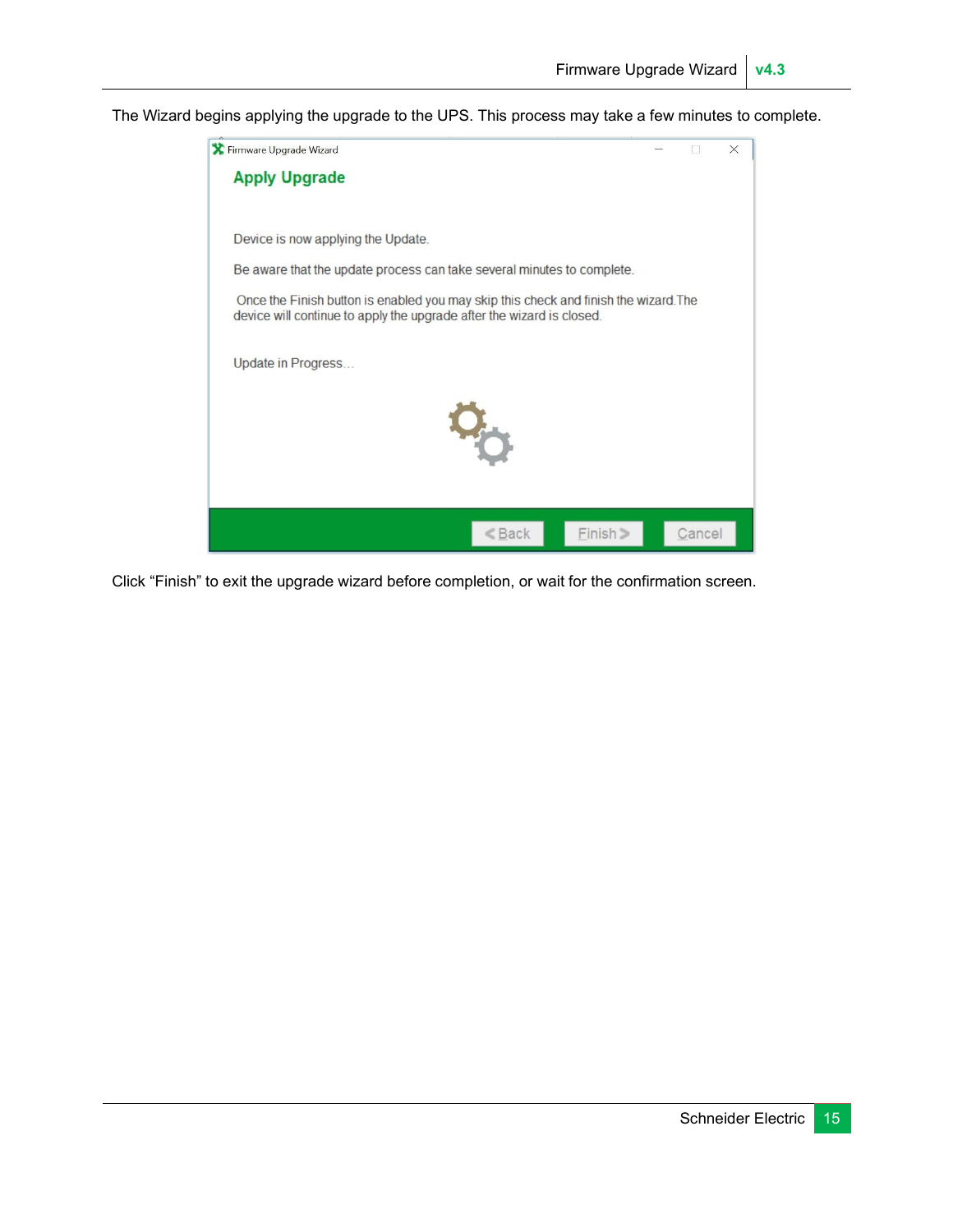The Wizard begins applying the upgrade to the UPS. This process may take a few minutes to complete.

Firmware Upgrade Wizard

**Apply Upgrade**

Device is now applying the Update.

Be aware that the update process can take several minutes to complete.

Once the Finish button is enabled you may skip this check and finish the wizard.The device will continue to apply the upgrade after the wizard is closed.

Update in Progress...

< Back | Finish > | Cancel

Click “Finish” to exit the upgrade wizard before completion, or wait for the confirmation screen.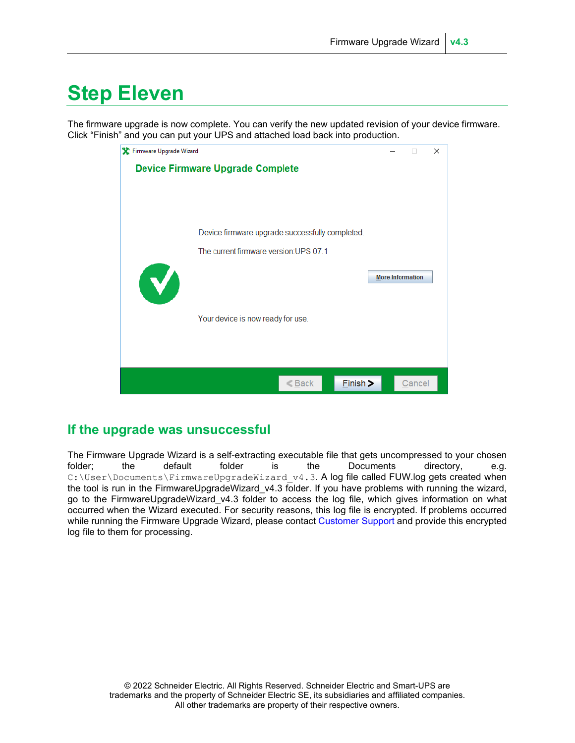# Step Eleven

The firmware upgrade is now complete. You can verify the new updated revision of your device firmware. Click “Finish” and you can put your UPS and attached load back into production.

Firmware Upgrade Wizard

Device Firmware Upgrade Complete

Device firmware upgrade successfully completed.

The current firmware version:UPS 07.1

More Information

Your device is now ready for use.

< Back | Finish > | Cancel

## If the upgrade was unsuccessful

The Firmware Upgrade Wizard is a self-extracting executable file that gets uncompressed to your chosen folder; the default folder is the Documents directory, e.g. `C:\User\Documents\FirmwareUpgradeWizard_v4.3`. A log file called FUW.log gets created when the tool is run in the FirmwareUpgradeWizard_v4.3 folder. If you have problems with running the wizard, go to the FirmwareUpgradeWizard_v4.3 folder to access the log file, which gives information on what occurred when the Wizard executed. For security reasons, this log file is encrypted. If problems occurred while running the Firmware Upgrade Wizard, please contact Customer Support and provide this encrypted log file to them for processing.

© 2022 Schneider Electric. All Rights Reserved. Schneider Electric and Smart-UPS are trademarks and the property of Schneider Electric SE, its subsidiaries and affiliated companies. All other trademarks are property of their respective owners.